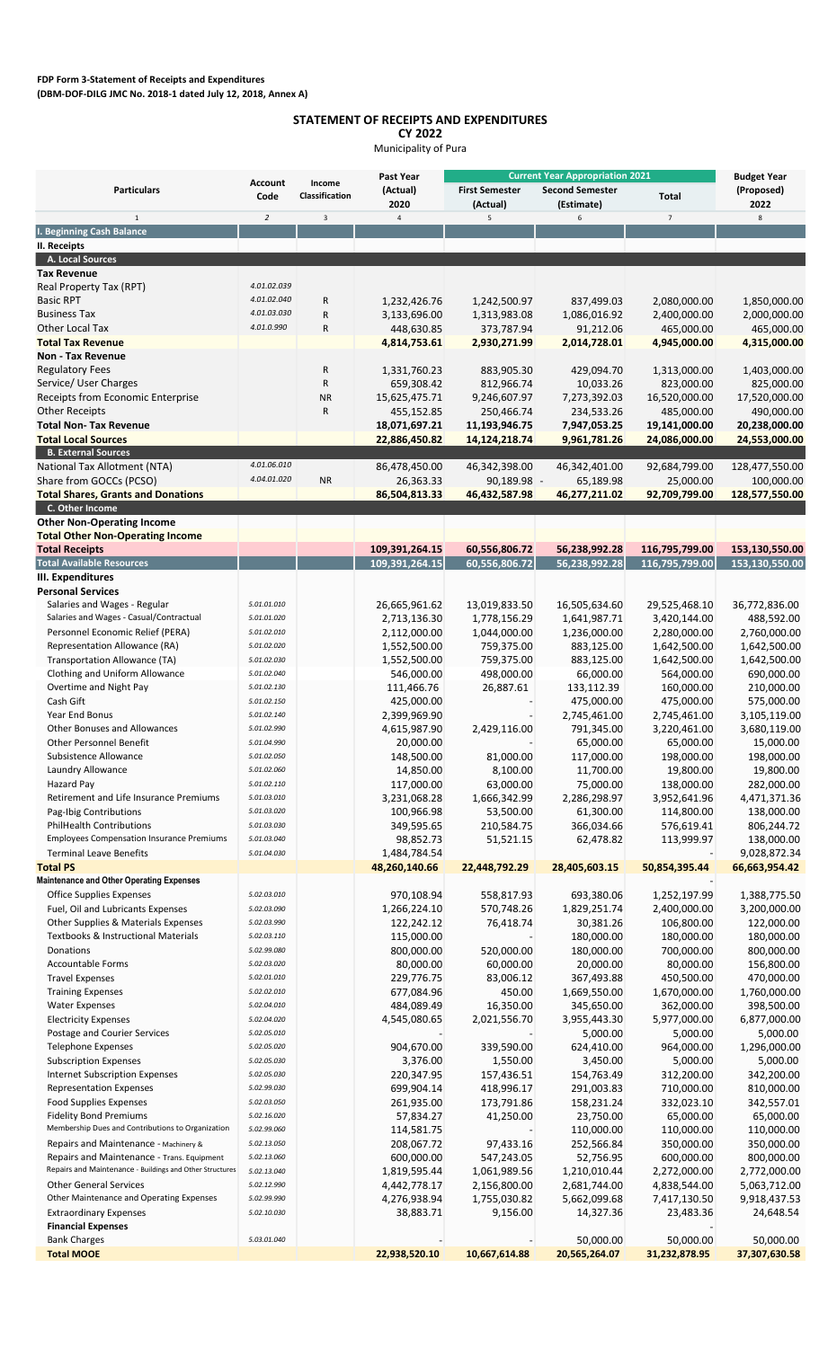**FDP Form 3-Statement of Receipts and Expenditures**
**(DBM-DOF-DILG JMC No. 2018-1 dated July 12, 2018, Annex A)**

## STATEMENT OF RECEIPTS AND EXPENDITURES

**CY 2022**

Municipality of Pura

| Particulars | Account Code | Income Classification | Past Year (Actual) 2020 | Current Year Appropriation 2021 | | | Budget Year (Proposed) 2022 |
|---|---|---|---|---|---|---|---|
| | | | | First Semester (Actual) | Second Semester (Estimate) | Total | |
| 1 | 2 | 3 | 4 | 5 | 6 | 7 | 8 |
| **I. Beginning Cash Balance** | | | | | | | |
| **II. Receipts** | | | | | | | |
| **A. Local Sources** | | | | | | | |
| **Tax Revenue** | | | | | | | |
| Real Property Tax (RPT) | 4.01.02.039 | | | | | | |
| Basic RPT | 4.01.02.040 | R | 1,232,426.76 | 1,242,500.97 | 837,499.03 | 2,080,000.00 | 1,850,000.00 |
| Business Tax | 4.01.03.030 | R | 3,133,696.00 | 1,313,983.08 | 1,086,016.92 | 2,400,000.00 | 2,000,000.00 |
| Other Local Tax | 4.01.0.990 | R | 448,630.85 | 373,787.94 | 91,212.06 | 465,000.00 | 465,000.00 |
| **Total Tax Revenue** | | | **4,814,753.61** | **2,930,271.99** | **2,014,728.01** | **4,945,000.00** | **4,315,000.00** |
| **Non - Tax Revenue** | | | | | | | |
| Regulatory Fees | | R | 1,331,760.23 | 883,905.30 | 429,094.70 | 1,313,000.00 | 1,403,000.00 |
| Service/ User Charges | | R | 659,308.42 | 812,966.74 | 10,033.26 | 823,000.00 | 825,000.00 |
| Receipts from Economic Enterprise | | NR | 15,625,475.71 | 9,246,607.97 | 7,273,392.03 | 16,520,000.00 | 17,520,000.00 |
| Other Receipts | | R | 455,152.85 | 250,466.74 | 234,533.26 | 485,000.00 | 490,000.00 |
| **Total Non- Tax Revenue** | | | **18,071,697.21** | **11,193,946.75** | **7,947,053.25** | **19,141,000.00** | **20,238,000.00** |
| **Total Local Sources** | | | **22,886,450.82** | **14,124,218.74** | **9,961,781.26** | **24,086,000.00** | **24,553,000.00** |
| **B. External Sources** | | | | | | | |
| National Tax Allotment (NTA) | 4.01.06.010 | | 86,478,450.00 | 46,342,398.00 | 46,342,401.00 | 92,684,799.00 | 128,477,550.00 |
| Share from GOCCs (PCSO) | 4.04.01.020 | NR | 26,363.33 | 90,189.98 - | 65,189.98 | 25,000.00 | 100,000.00 |
| **Total Shares, Grants and Donations** | | | **86,504,813.33** | **46,432,587.98** | **46,277,211.02** | **92,709,799.00** | **128,577,550.00** |
| **C. Other Income** | | | | | | | |
| **Other Non-Operating Income** | | | | | | | |
| **Total Other Non-Operating Income** | | | | | | | |
| **Total Receipts** | | | **109,391,264.15** | **60,556,806.72** | **56,238,992.28** | **116,795,799.00** | **153,130,550.00** |
| **Total Available Resources** | | | **109,391,264.15** | **60,556,806.72** | **56,238,992.28** | **116,795,799.00** | **153,130,550.00** |
| **III. Expenditures** | | | | | | | |
| **Personal Services** | | | | | | | |
| Salaries and Wages - Regular | 5.01.01.010 | | 26,665,961.62 | 13,019,833.50 | 16,505,634.60 | 29,525,468.10 | 36,772,836.00 |
| Salaries and Wages - Casual/Contractual | 5.01.01.020 | | 2,713,136.30 | 1,778,156.29 | 1,641,987.71 | 3,420,144.00 | 488,592.00 |
| Personnel Economic Relief (PERA) | 5.01.02.010 | | 2,112,000.00 | 1,044,000.00 | 1,236,000.00 | 2,280,000.00 | 2,760,000.00 |
| Representation Allowance (RA) | 5.01.02.020 | | 1,552,500.00 | 759,375.00 | 883,125.00 | 1,642,500.00 | 1,642,500.00 |
| Transportation Allowance (TA) | 5.01.02.030 | | 1,552,500.00 | 759,375.00 | 883,125.00 | 1,642,500.00 | 1,642,500.00 |
| Clothing and Uniform Allowance | 5.01.02.040 | | 546,000.00 | 498,000.00 | 66,000.00 | 564,000.00 | 690,000.00 |
| Overtime and Night Pay | 5.01.02.130 | | 111,466.76 | 26,887.61 | 133,112.39 | 160,000.00 | 210,000.00 |
| Cash Gift | 5.01.02.150 | | 425,000.00 | - | 475,000.00 | 475,000.00 | 575,000.00 |
| Year End Bonus | 5.01.02.140 | | 2,399,969.90 | - | 2,745,461.00 | 2,745,461.00 | 3,105,119.00 |
| Other Bonuses and Allowances | 5.01.02.990 | | 4,615,987.90 | 2,429,116.00 | 791,345.00 | 3,220,461.00 | 3,680,119.00 |
| Other Personnel Benefit | 5.01.04.990 | | 20,000.00 | - | 65,000.00 | 65,000.00 | 15,000.00 |
| Subsistence Allowance | 5.01.02.050 | | 148,500.00 | 81,000.00 | 117,000.00 | 198,000.00 | 198,000.00 |
| Laundry Allowance | 5.01.02.060 | | 14,850.00 | 8,100.00 | 11,700.00 | 19,800.00 | 19,800.00 |
| Hazard Pay | 5.01.02.110 | | 117,000.00 | 63,000.00 | 75,000.00 | 138,000.00 | 282,000.00 |
| Retirement and Life Insurance Premiums | 5.01.03.010 | | 3,231,068.28 | 1,666,342.99 | 2,286,298.97 | 3,952,641.96 | 4,471,371.36 |
| Pag-Ibig Contributions | 5.01.03.020 | | 100,966.98 | 53,500.00 | 61,300.00 | 114,800.00 | 138,000.00 |
| PhilHealth Contributions | 5.01.03.030 | | 349,595.65 | 210,584.75 | 366,034.66 | 576,619.41 | 806,244.72 |
| Employees Compensation Insurance Premiums | 5.01.03.040 | | 98,852.73 | 51,521.15 | 62,478.82 | 113,999.97 | 138,000.00 |
| Terminal Leave Benefits | 5.01.04.030 | | 1,484,784.54 | | | - | 9,028,872.34 |
| **Total PS** | | | **48,260,140.66** | **22,448,792.29** | **28,405,603.15** | **50,854,395.44** | **66,663,954.42** |
| **Maintenance and Other Operating Expenses** | | | | | | - | |
| Office Supplies Expenses | 5.02.03.010 | | 970,108.94 | 558,817.93 | 693,380.06 | 1,252,197.99 | 1,388,775.50 |
| Fuel, Oil and Lubricants Expenses | 5.02.03.090 | | 1,266,224.10 | 570,748.26 | 1,829,251.74 | 2,400,000.00 | 3,200,000.00 |
| Other Supplies & Materials Expenses | 5.02.03.990 | | 122,242.12 | 76,418.74 | 30,381.26 | 106,800.00 | 122,000.00 |
| Textbooks & Instructional Materials | 5.02.03.110 | | 115,000.00 | - | 180,000.00 | 180,000.00 | 180,000.00 |
| Donations | 5.02.99.080 | | 800,000.00 | 520,000.00 | 180,000.00 | 700,000.00 | 800,000.00 |
| Accountable Forms | 5.02.03.020 | | 80,000.00 | 60,000.00 | 20,000.00 | 80,000.00 | 156,800.00 |
| Travel Expenses | 5.02.01.010 | | 229,776.75 | 83,006.12 | 367,493.88 | 450,500.00 | 470,000.00 |
| Training Expenses | 5.02.02.010 | | 677,084.96 | 450.00 | 1,669,550.00 | 1,670,000.00 | 1,760,000.00 |
| Water Expenses | 5.02.04.010 | | 484,089.49 | 16,350.00 | 345,650.00 | 362,000.00 | 398,500.00 |
| Electricity Expenses | 5.02.04.020 | | 4,545,080.65 | 2,021,556.70 | 3,955,443.30 | 5,977,000.00 | 6,877,000.00 |
| Postage and Courier Services | 5.02.05.010 | | - | - | 5,000.00 | 5,000.00 | 5,000.00 |
| Telephone Expenses | 5.02.05.020 | | 904,670.00 | 339,590.00 | 624,410.00 | 964,000.00 | 1,296,000.00 |
| Subscription Expenses | 5.02.05.030 | | 3,376.00 | 1,550.00 | 3,450.00 | 5,000.00 | 5,000.00 |
| Internet Subscription Expenses | 5.02.05.030 | | 220,347.95 | 157,436.51 | 154,763.49 | 312,200.00 | 342,200.00 |
| Representation Expenses | 5.02.99.030 | | 699,904.14 | 418,996.17 | 291,003.83 | 710,000.00 | 810,000.00 |
| Food Supplies Expenses | 5.02.03.050 | | 261,935.00 | 173,791.86 | 158,231.24 | 332,023.10 | 342,557.01 |
| Fidelity Bond Premiums | 5.02.16.020 | | 57,834.27 | 41,250.00 | 23,750.00 | 65,000.00 | 65,000.00 |
| Membership Dues and Contributions to Organization | 5.02.99.060 | | 114,581.75 | - | 110,000.00 | 110,000.00 | 110,000.00 |
| Repairs and Maintenance - Machinery & | 5.02.13.050 | | 208,067.72 | 97,433.16 | 252,566.84 | 350,000.00 | 350,000.00 |
| Repairs and Maintenance - Trans. Equipment | 5.02.13.060 | | 600,000.00 | 547,243.05 | 52,756.95 | 600,000.00 | 800,000.00 |
| Repairs and Maintenance - Buildings and Other Structures | 5.02.13.040 | | 1,819,595.44 | 1,061,989.56 | 1,210,010.44 | 2,272,000.00 | 2,772,000.00 |
| Other General Services | 5.02.12.990 | | 4,442,778.17 | 2,156,800.00 | 2,681,744.00 | 4,838,544.00 | 5,063,712.00 |
| Other Maintenance and Operating Expenses | 5.02.99.990 | | 4,276,938.94 | 1,755,030.82 | 5,662,099.68 | 7,417,130.50 | 9,918,437.53 |
| Extraordinary Expenses | 5.02.10.030 | | 38,883.71 | 9,156.00 | 14,327.36 | 23,483.36 | 24,648.54 |
| **Financial Expenses** | | | | | | - | |
| Bank Charges | 5.03.01.040 | | - | - | 50,000.00 | 50,000.00 | 50,000.00 |
| **Total MOOE** | | | **22,938,520.10** | **10,667,614.88** | **20,565,264.07** | **31,232,878.95** | **37,307,630.58** |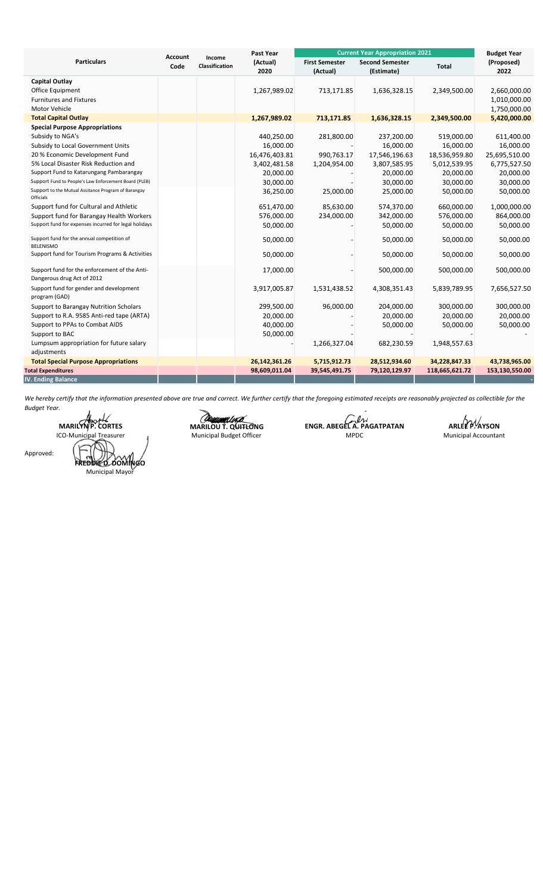| Particulars | Account Code | Income Classification | Past Year (Actual) 2020 | Current Year Appropriation 2021 | | | Budget Year (Proposed) 2022 |
|---|---|---|---|---|---|---|---|
| | | | | First Semester (Actual) | Second Semester (Estimate) | Total | |
| **Capital Outlay** | | | | | | | |
| Office Equipment | | | 1,267,989.02 | 713,171.85 | 1,636,328.15 | 2,349,500.00 | 2,660,000.00 |
| Furnitures and Fixtures | | | | | | | 1,010,000.00 |
| Motor Vehicle | | | | | | | 1,750,000.00 |
| **Total Capital Outlay** | | | **1,267,989.02** | **713,171.85** | **1,636,328.15** | **2,349,500.00** | **5,420,000.00** |
| **Special Purpose Appropriations** | | | | | | | |
| Subsidy to NGA's | | | 440,250.00 | 281,800.00 | 237,200.00 | 519,000.00 | 611,400.00 |
| Subsidy to Local Government Units | | | 16,000.00 | - | 16,000.00 | 16,000.00 | 16,000.00 |
| 20 % Economic Development Fund | | | 16,476,403.81 | 990,763.17 | 17,546,196.63 | 18,536,959.80 | 25,695,510.00 |
| 5% Local Disaster Risk Reduction and | | | 3,402,481.58 | 1,204,954.00 | 3,807,585.95 | 5,012,539.95 | 6,775,527.50 |
| Support Fund to Katarungang Pambarangay | | | 20,000.00 | - | 20,000.00 | 20,000.00 | 20,000.00 |
| Support Fund to People's Law Enforcement Board (PLEB) | | | 30,000.00 | - | 30,000.00 | 30,000.00 | 30,000.00 |
| Support to the Mutual Assitance Program of Barangay Officials | | | 36,250.00 | 25,000.00 | 25,000.00 | 50,000.00 | 50,000.00 |
| Support fund for Cultural and Athletic | | | 651,470.00 | 85,630.00 | 574,370.00 | 660,000.00 | 1,000,000.00 |
| Support fund for Barangay Health Workers | | | 576,000.00 | 234,000.00 | 342,000.00 | 576,000.00 | 864,000.00 |
| Support fund for expenses incurred for legal holidays | | | 50,000.00 | - | 50,000.00 | 50,000.00 | 50,000.00 |
| Support fund for the annual competition of BELENISMO | | | 50,000.00 | - | 50,000.00 | 50,000.00 | 50,000.00 |
| Support fund for Tourism Programs & Activities | | | 50,000.00 | - | 50,000.00 | 50,000.00 | 50,000.00 |
| Support fund for the enforcement of the Anti-Dangerous drug Act of 2012 | | | 17,000.00 | - | 500,000.00 | 500,000.00 | 500,000.00 |
| Support fund for gender and development program (GAD) | | | 3,917,005.87 | 1,531,438.52 | 4,308,351.43 | 5,839,789.95 | 7,656,527.50 |
| Support to Barangay Nutrition Scholars | | | 299,500.00 | 96,000.00 | 204,000.00 | 300,000.00 | 300,000.00 |
| Support to R.A. 9585 Anti-red tape (ARTA) | | | 20,000.00 | - | 20,000.00 | 20,000.00 | 20,000.00 |
| Support to PPAs to Combat AIDS | | | 40,000.00 | - | 50,000.00 | 50,000.00 | 50,000.00 |
| Support to BAC | | | 50,000.00 | - | - | - | - |
| Lumpsum appropriation for future salary adjustments | | | - | 1,266,327.04 | 682,230.59 | 1,948,557.63 | |
| **Total Special Purpose Appropriations** | | | **26,142,361.26** | **5,715,912.73** | **28,512,934.60** | **34,228,847.33** | **43,738,965.00** |
| **Total Expenditures** | | | **98,609,011.04** | **39,545,491.75** | **79,120,129.97** | **118,665,621.72** | **153,130,550.00** |
| **IV. Ending Balance** | | | | | | | - |

*We hereby certify that the information presented above are true and correct. We further certify that the foregoing estimated receipts are reasonably projected as collectible for the Budget Year.*

**MARILYN P. CORTES**
ICO-Municipal Treasurer

**MARILOU T. QUITLONG**
Municipal Budget Officer

**ENGR. ABEGEL A. PAGATPATAN**
MPDC

**ARLEE P. AYSON**
Municipal Accountant

Approved:

**FREDDIE D. DOMINGO**
Municipal Mayor